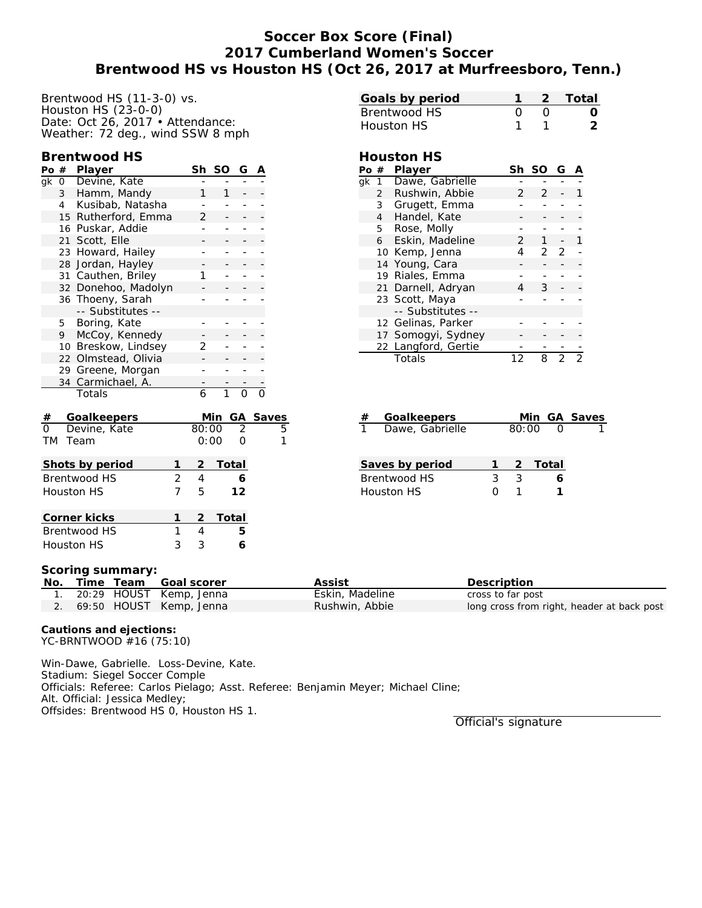# Soccer Box Score (Final)
## 2017 Cumberland Women's Soccer
## Brentwood HS vs Houston HS (Oct 26, 2017 at Murfreesboro, Tenn.)

Brentwood HS (11-3-0) vs.
Houston HS (23-0-0)
Date: Oct 26, 2017 • Attendance:
Weather: 72 deg., wind SSW 8 mph

| Goals by period | 1 | 2 | Total |
|---|---|---|---|
| Brentwood HS | 0 | 0 | 0 |
| Houston HS | 1 | 1 | 2 |

### Brentwood HS

| Po | # | Player | Sh | SO | G | A |
|---|---|---|---|---|---|---|
| gk | 0 | Devine, Kate | - | - | - | - |
| | 3 | Hamm, Mandy | 1 | 1 | - | - |
| | 4 | Kusibab, Natasha | - | - | - | - |
| | 15 | Rutherford, Emma | 2 | - | - | - |
| | 16 | Puskar, Addie | - | - | - | - |
| | 21 | Scott, Elle | - | - | - | - |
| | 23 | Howard, Hailey | - | - | - | - |
| | 28 | Jordan, Hayley | - | - | - | - |
| | 31 | Cauthen, Briley | 1 | - | - | - |
| | 32 | Donehoo, Madolyn | - | - | - | - |
| | 36 | Thoeny, Sarah | - | - | - | - |
| | | -- Substitutes -- | | | | |
| | 5 | Boring, Kate | - | - | - | - |
| | 9 | McCoy, Kennedy | - | - | - | - |
| | 10 | Breskow, Lindsey | 2 | - | - | - |
| | 22 | Olmstead, Olivia | - | - | - | - |
| | 29 | Greene, Morgan | - | - | - | - |
| | 34 | Carmichael, A. | - | - | - | - |
| | | Totals | 6 | 1 | 0 | 0 |

### Houston HS

| Po | # | Player | Sh | SO | G | A |
|---|---|---|---|---|---|---|
| gk | 1 | Dawe, Gabrielle | - | - | - | - |
| | 2 | Rushwin, Abbie | 2 | 2 | - | 1 |
| | 3 | Grugett, Emma | - | - | - | - |
| | 4 | Handel, Kate | - | - | - | - |
| | 5 | Rose, Molly | - | - | - | - |
| | 6 | Eskin, Madeline | 2 | 1 | - | 1 |
| | 10 | Kemp, Jenna | 4 | 2 | 2 | - |
| | 14 | Young, Cara | - | - | - | - |
| | 19 | Riales, Emma | - | - | - | - |
| | 21 | Darnell, Adryan | 4 | 3 | - | - |
| | 23 | Scott, Maya | - | - | - | - |
| | | -- Substitutes -- | | | | |
| | 12 | Gelinas, Parker | - | - | - | - |
| | 17 | Somogyi, Sydney | - | - | - | - |
| | 22 | Langford, Gertie | - | - | - | - |
| | | Totals | 12 | 8 | 2 | 2 |

| # | Goalkeepers | Min | GA | Saves |
|---|---|---|---|---|
| 0 | Devine, Kate | 80:00 | 2 | 5 |
| TM | Team | 0:00 | 0 | 1 |

| # | Goalkeepers | Min | GA | Saves |
|---|---|---|---|---|
| 1 | Dawe, Gabrielle | 80:00 | 0 | 1 |

| Shots by period | 1 | 2 | Total |
|---|---|---|---|
| Brentwood HS | 2 | 4 | 6 |
| Houston HS | 7 | 5 | 12 |

| Saves by period | 1 | 2 | Total |
|---|---|---|---|
| Brentwood HS | 3 | 3 | 6 |
| Houston HS | 0 | 1 | 1 |

| Corner kicks | 1 | 2 | Total |
|---|---|---|---|
| Brentwood HS | 1 | 4 | 5 |
| Houston HS | 3 | 3 | 6 |

**Scoring summary:**

| No. | Time | Team | Goal scorer | Assist | Description |
|---|---|---|---|---|---|
| 1. | 20:29 | HOUST | Kemp, Jenna | Eskin, Madeline | cross to far post |
| 2. | 69:50 | HOUST | Kemp, Jenna | Rushwin, Abbie | long cross from right, header at back post |

**Cautions and ejections:**
YC-BRNTWOOD #16 (75:10)

Win-Dawe, Gabrielle. Loss-Devine, Kate.
Stadium: Siegel Soccer Comple
Officials: Referee: Carlos Pielago; Asst. Referee: Benjamin Meyer; Michael Cline;
Alt. Official: Jessica Medley;
Offsides: Brentwood HS 0, Houston HS 1.

Official's signature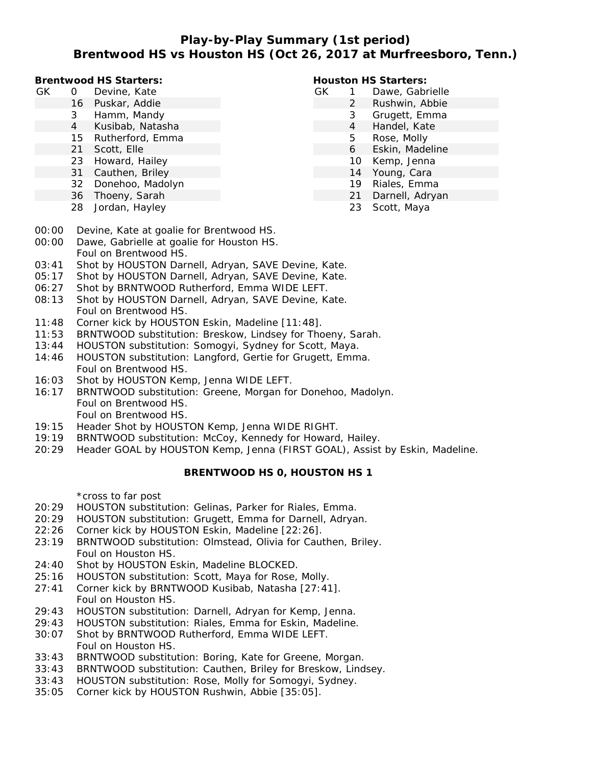# Play-by-Play Summary (1st period)
## Brentwood HS vs Houston HS (Oct 26, 2017 at Murfreesboro, Tenn.)

**Brentwood HS Starters:**

| | | |
|---|---|---|
| GK | 0 | Devine, Kate |
| | 16 | Puskar, Addie |
| | 3 | Hamm, Mandy |
| | 4 | Kusibab, Natasha |
| | 15 | Rutherford, Emma |
| | 21 | Scott, Elle |
| | 23 | Howard, Hailey |
| | 31 | Cauthen, Briley |
| | 32 | Donehoo, Madolyn |
| | 36 | Thoeny, Sarah |
| | 28 | Jordan, Hayley |

**Houston HS Starters:**

| | | |
|---|---|---|
| GK | 1 | Dawe, Gabrielle |
| | 2 | Rushwin, Abbie |
| | 3 | Grugett, Emma |
| | 4 | Handel, Kate |
| | 5 | Rose, Molly |
| | 6 | Eskin, Madeline |
| | 10 | Kemp, Jenna |
| | 14 | Young, Cara |
| | 19 | Riales, Emma |
| | 21 | Darnell, Adryan |
| | 23 | Scott, Maya |

00:00 Devine, Kate at goalie for Brentwood HS.
00:00 Dawe, Gabrielle at goalie for Houston HS.
Foul on Brentwood HS.
03:41 Shot by HOUSTON Darnell, Adryan, SAVE Devine, Kate.
05:17 Shot by HOUSTON Darnell, Adryan, SAVE Devine, Kate.
06:27 Shot by BRNTWOOD Rutherford, Emma WIDE LEFT.
08:13 Shot by HOUSTON Darnell, Adryan, SAVE Devine, Kate.
Foul on Brentwood HS.
11:48 Corner kick by HOUSTON Eskin, Madeline [11:48].
11:53 BRNTWOOD substitution: Breskow, Lindsey for Thoeny, Sarah.
13:44 HOUSTON substitution: Somogyi, Sydney for Scott, Maya.
14:46 HOUSTON substitution: Langford, Gertie for Grugett, Emma.
Foul on Brentwood HS.
16:03 Shot by HOUSTON Kemp, Jenna WIDE LEFT.
16:17 BRNTWOOD substitution: Greene, Morgan for Donehoo, Madolyn.
Foul on Brentwood HS.
Foul on Brentwood HS.
19:15 Header Shot by HOUSTON Kemp, Jenna WIDE RIGHT.
19:19 BRNTWOOD substitution: McCoy, Kennedy for Howard, Hailey.
20:29 Header GOAL by HOUSTON Kemp, Jenna (FIRST GOAL), Assist by Eskin, Madeline.

**BRENTWOOD HS 0, HOUSTON HS 1**

*cross to far post
20:29 HOUSTON substitution: Gelinas, Parker for Riales, Emma.
20:29 HOUSTON substitution: Grugett, Emma for Darnell, Adryan.
22:26 Corner kick by HOUSTON Eskin, Madeline [22:26].
23:19 BRNTWOOD substitution: Olmstead, Olivia for Cauthen, Briley.
Foul on Houston HS.
24:40 Shot by HOUSTON Eskin, Madeline BLOCKED.
25:16 HOUSTON substitution: Scott, Maya for Rose, Molly.
27:41 Corner kick by BRNTWOOD Kusibab, Natasha [27:41].
Foul on Houston HS.
29:43 HOUSTON substitution: Darnell, Adryan for Kemp, Jenna.
29:43 HOUSTON substitution: Riales, Emma for Eskin, Madeline.
30:07 Shot by BRNTWOOD Rutherford, Emma WIDE LEFT.
Foul on Houston HS.
33:43 BRNTWOOD substitution: Boring, Kate for Greene, Morgan.
33:43 BRNTWOOD substitution: Cauthen, Briley for Breskow, Lindsey.
33:43 HOUSTON substitution: Rose, Molly for Somogyi, Sydney.
35:05 Corner kick by HOUSTON Rushwin, Abbie [35:05].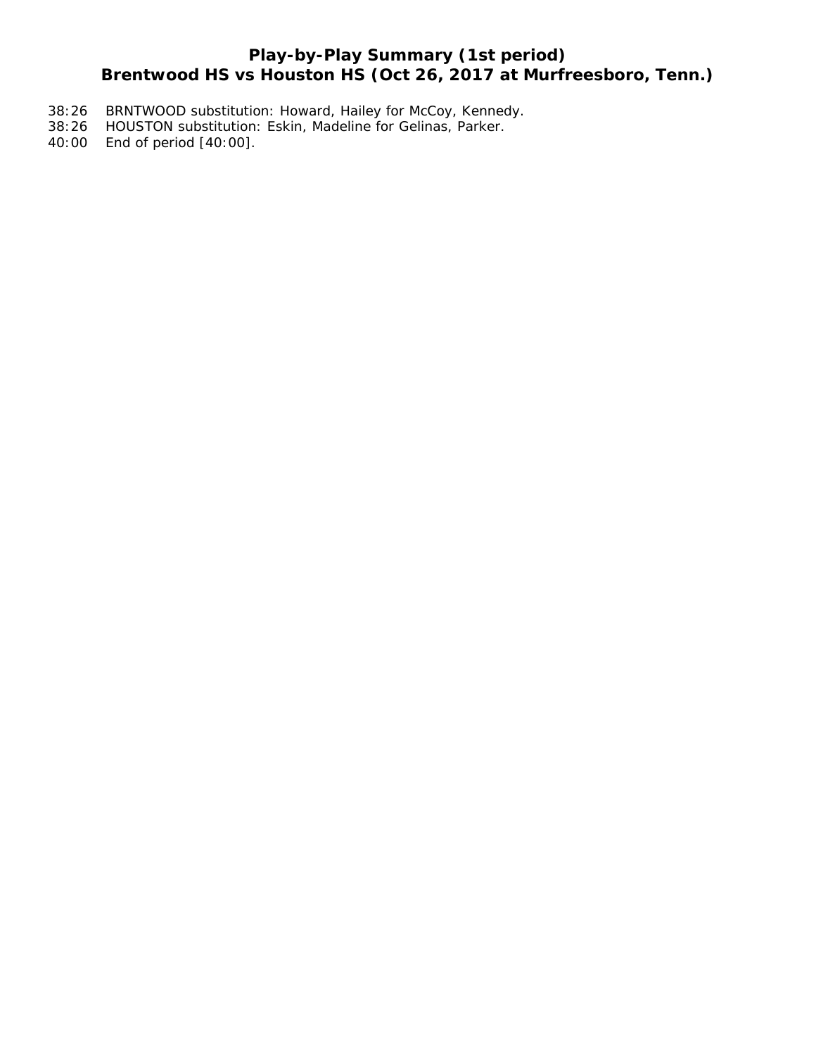# Play-by-Play Summary (1st period)
# Brentwood HS vs Houston HS (Oct 26, 2017 at Murfreesboro, Tenn.)

38:26 BRNTWOOD substitution: Howard, Hailey for McCoy, Kennedy.
38:26 HOUSTON substitution: Eskin, Madeline for Gelinas, Parker.
40:00 End of period [40:00].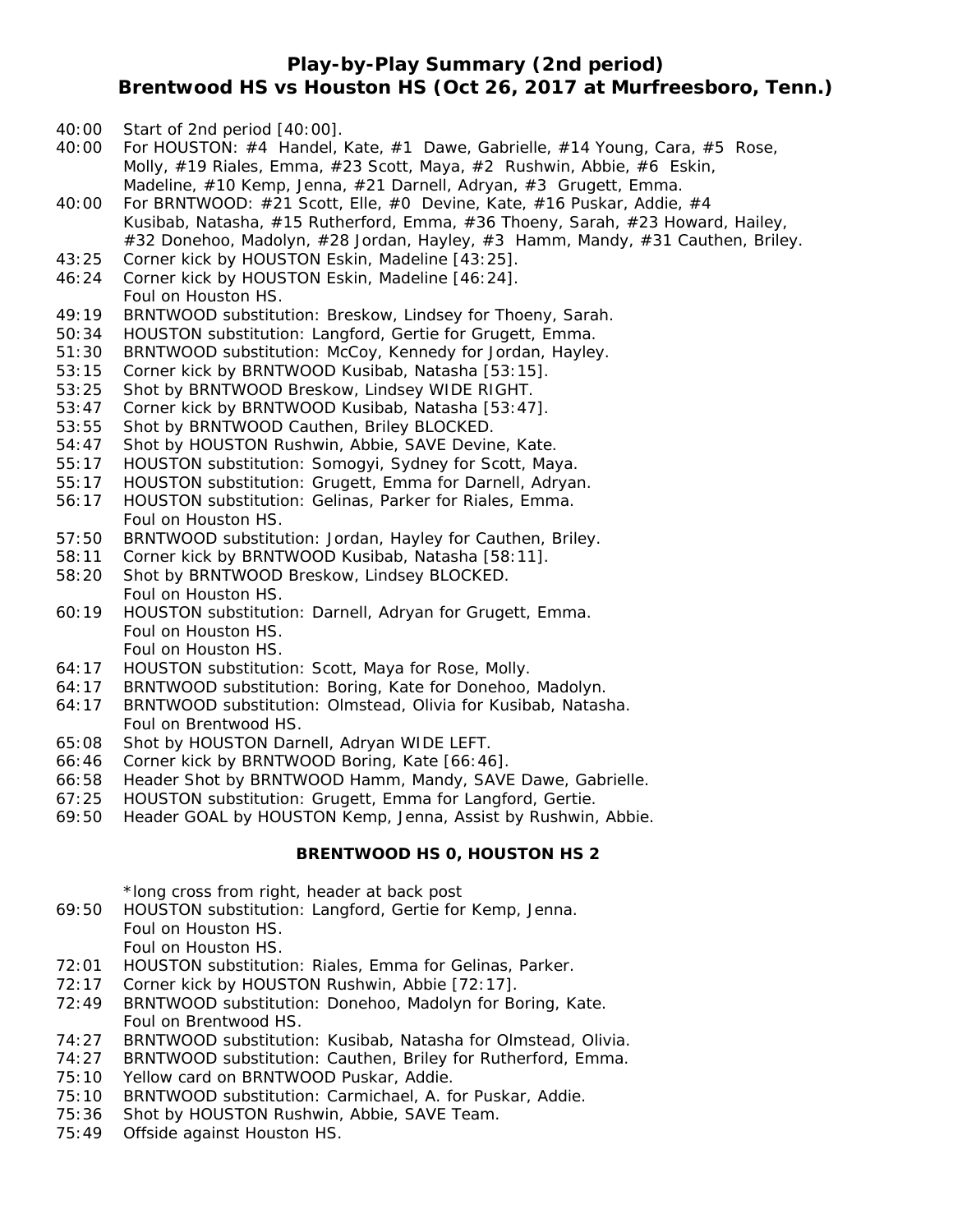# Play-by-Play Summary (2nd period)
## Brentwood HS vs Houston HS (Oct 26, 2017 at Murfreesboro, Tenn.)

40:00 Start of 2nd period [40:00].
40:00 For HOUSTON: #4 Handel, Kate, #1 Dawe, Gabrielle, #14 Young, Cara, #5 Rose, Molly, #19 Riales, Emma, #23 Scott, Maya, #2 Rushwin, Abbie, #6 Eskin, Madeline, #10 Kemp, Jenna, #21 Darnell, Adryan, #3 Grugett, Emma.
40:00 For BRNTWOOD: #21 Scott, Elle, #0 Devine, Kate, #16 Puskar, Addie, #4 Kusibab, Natasha, #15 Rutherford, Emma, #36 Thoeny, Sarah, #23 Howard, Hailey, #32 Donehoo, Madolyn, #28 Jordan, Hayley, #3 Hamm, Mandy, #31 Cauthen, Briley.
43:25 Corner kick by HOUSTON Eskin, Madeline [43:25].
46:24 Corner kick by HOUSTON Eskin, Madeline [46:24].
Foul on Houston HS.
49:19 BRNTWOOD substitution: Breskow, Lindsey for Thoeny, Sarah.
50:34 HOUSTON substitution: Langford, Gertie for Grugett, Emma.
51:30 BRNTWOOD substitution: McCoy, Kennedy for Jordan, Hayley.
53:15 Corner kick by BRNTWOOD Kusibab, Natasha [53:15].
53:25 Shot by BRNTWOOD Breskow, Lindsey WIDE RIGHT.
53:47 Corner kick by BRNTWOOD Kusibab, Natasha [53:47].
53:55 Shot by BRNTWOOD Cauthen, Briley BLOCKED.
54:47 Shot by HOUSTON Rushwin, Abbie, SAVE Devine, Kate.
55:17 HOUSTON substitution: Somogyi, Sydney for Scott, Maya.
55:17 HOUSTON substitution: Grugett, Emma for Darnell, Adryan.
56:17 HOUSTON substitution: Gelinas, Parker for Riales, Emma.
Foul on Houston HS.
57:50 BRNTWOOD substitution: Jordan, Hayley for Cauthen, Briley.
58:11 Corner kick by BRNTWOOD Kusibab, Natasha [58:11].
58:20 Shot by BRNTWOOD Breskow, Lindsey BLOCKED.
Foul on Houston HS.
60:19 HOUSTON substitution: Darnell, Adryan for Grugett, Emma.
Foul on Houston HS.
Foul on Houston HS.
64:17 HOUSTON substitution: Scott, Maya for Rose, Molly.
64:17 BRNTWOOD substitution: Boring, Kate for Donehoo, Madolyn.
64:17 BRNTWOOD substitution: Olmstead, Olivia for Kusibab, Natasha.
Foul on Brentwood HS.
65:08 Shot by HOUSTON Darnell, Adryan WIDE LEFT.
66:46 Corner kick by BRNTWOOD Boring, Kate [66:46].
66:58 Header Shot by BRNTWOOD Hamm, Mandy, SAVE Dawe, Gabrielle.
67:25 HOUSTON substitution: Grugett, Emma for Langford, Gertie.
69:50 Header GOAL by HOUSTON Kemp, Jenna, Assist by Rushwin, Abbie.

**BRENTWOOD HS 0, HOUSTON HS 2**

*long cross from right, header at back post
69:50 HOUSTON substitution: Langford, Gertie for Kemp, Jenna.
Foul on Houston HS.
Foul on Houston HS.
72:01 HOUSTON substitution: Riales, Emma for Gelinas, Parker.
72:17 Corner kick by HOUSTON Rushwin, Abbie [72:17].
72:49 BRNTWOOD substitution: Donehoo, Madolyn for Boring, Kate.
Foul on Brentwood HS.
74:27 BRNTWOOD substitution: Kusibab, Natasha for Olmstead, Olivia.
74:27 BRNTWOOD substitution: Cauthen, Briley for Rutherford, Emma.
75:10 Yellow card on BRNTWOOD Puskar, Addie.
75:10 BRNTWOOD substitution: Carmichael, A. for Puskar, Addie.
75:36 Shot by HOUSTON Rushwin, Abbie, SAVE Team.
75:49 Offside against Houston HS.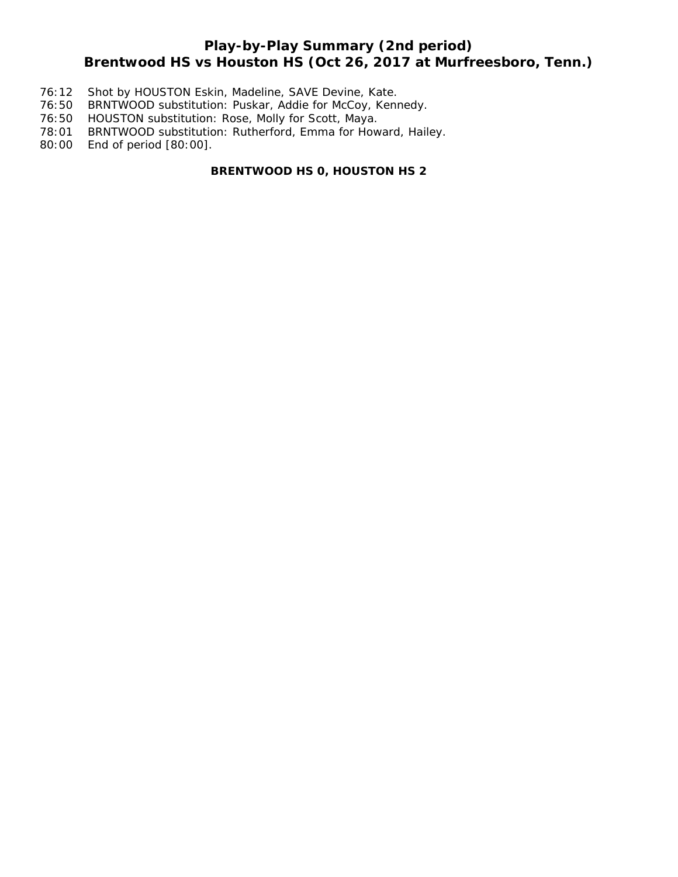## Play-by-Play Summary (2nd period)
## Brentwood HS vs Houston HS (Oct 26, 2017 at Murfreesboro, Tenn.)

- 76:12 Shot by HOUSTON Eskin, Madeline, SAVE Devine, Kate.
- 76:50 BRNTWOOD substitution: Puskar, Addie for McCoy, Kennedy.
- 76:50 HOUSTON substitution: Rose, Molly for Scott, Maya.
- 78:01 BRNTWOOD substitution: Rutherford, Emma for Howard, Hailey.
- 80:00 End of period [80:00].

**BRENTWOOD HS 0, HOUSTON HS 2**